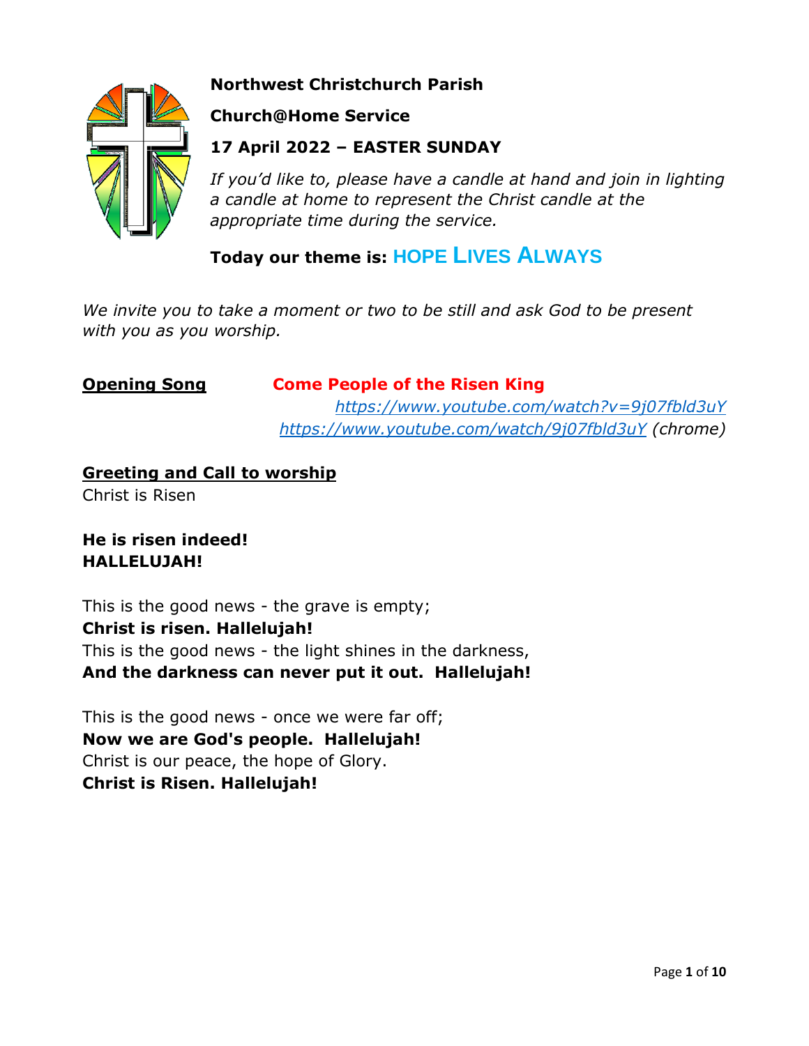**Northwest Christchurch Parish**

**Church@Home Service**

**17 April 2022 – EASTER SUNDAY**

*If you'd like to, please have a candle at hand and join in lighting a candle at home to represent the Christ candle at the appropriate time during the service.*

**Today our theme is: HOPE LIVES ALWAYS**

*We invite you to take a moment or two to be still and ask God to be present with you as you worship.*

**Opening Song** **Come People of the Risen King**

*https://www.youtube.com/watch?v=9j07fbld3uY*
*https://www.youtube.com/watch/9j07fbld3uY* *(chrome)*

**Greeting and Call to worship**

Christ is Risen

**He is risen indeed!**
**HALLELUJAH!**

This is the good news - the grave is empty;
**Christ is risen. Hallelujah!**
This is the good news - the light shines in the darkness,
**And the darkness can never put it out. Hallelujah!**

This is the good news - once we were far off;
**Now we are God's people. Hallelujah!**
Christ is our peace, the hope of Glory.
**Christ is Risen. Hallelujah!**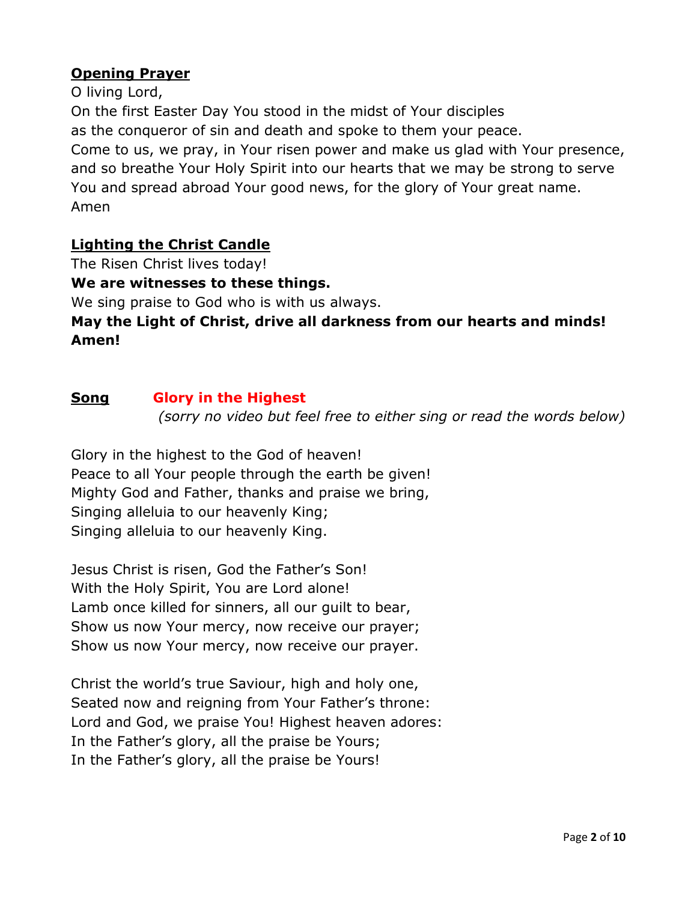## Opening Prayer

O living Lord,
On the first Easter Day You stood in the midst of Your disciples
as the conqueror of sin and death and spoke to them your peace.
Come to us, we pray, in Your risen power and make us glad with Your presence,
and so breathe Your Holy Spirit into our hearts that we may be strong to serve
You and spread abroad Your good news, for the glory of Your great name.
Amen

## Lighting the Christ Candle

The Risen Christ lives today!
**We are witnesses to these things.**
We sing praise to God who is with us always.
**May the Light of Christ, drive all darkness from our hearts and minds!**
**Amen!**

## Song **Glory in the Highest**

*(sorry no video but feel free to either sing or read the words below)*

Glory in the highest to the God of heaven!
Peace to all Your people through the earth be given!
Mighty God and Father, thanks and praise we bring,
Singing alleluia to our heavenly King;
Singing alleluia to our heavenly King.

Jesus Christ is risen, God the Father's Son!
With the Holy Spirit, You are Lord alone!
Lamb once killed for sinners, all our guilt to bear,
Show us now Your mercy, now receive our prayer;
Show us now Your mercy, now receive our prayer.

Christ the world's true Saviour, high and holy one,
Seated now and reigning from Your Father's throne:
Lord and God, we praise You! Highest heaven adores:
In the Father's glory, all the praise be Yours;
In the Father's glory, all the praise be Yours!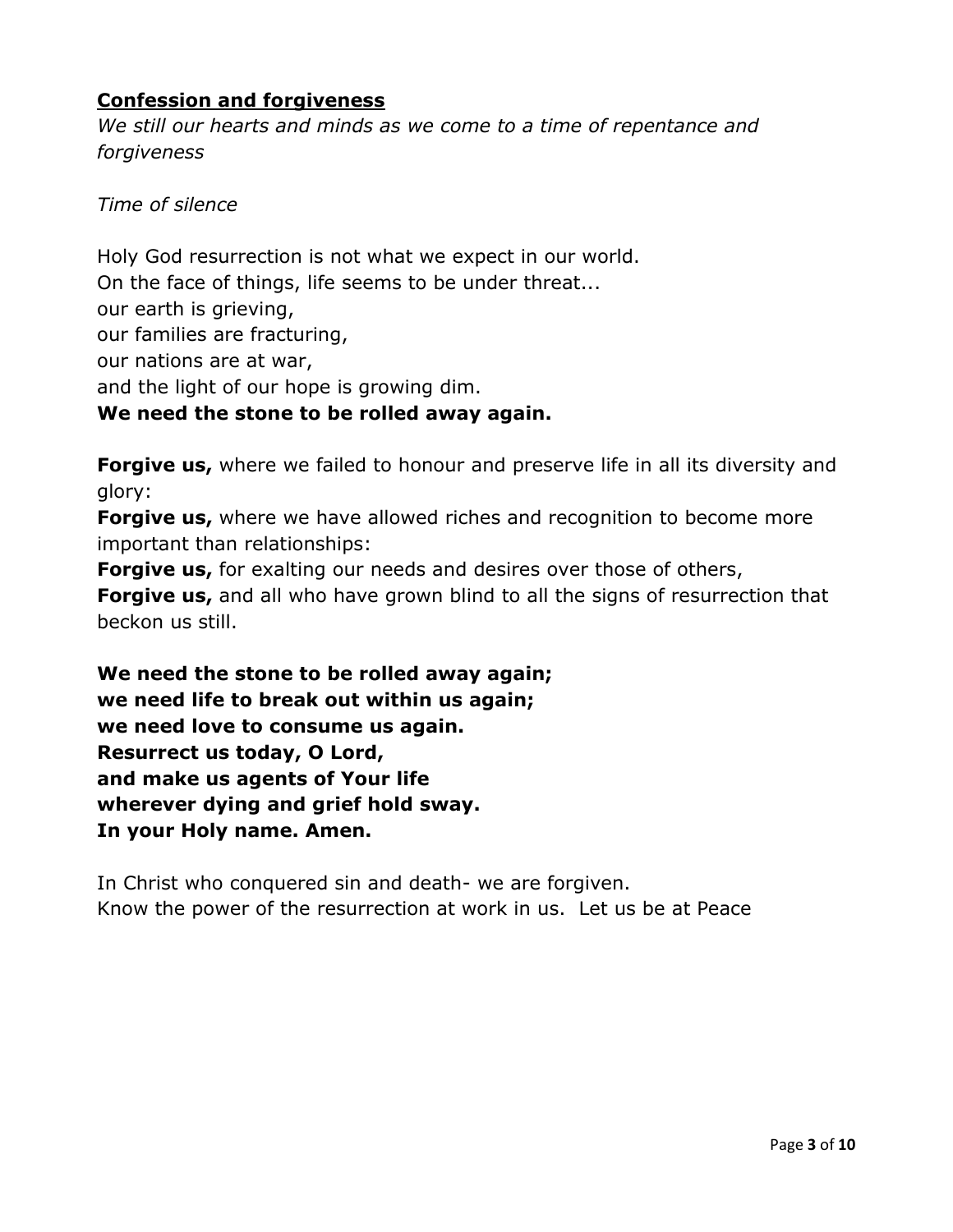## **<u>Confession and forgiveness</u>**

*We still our hearts and minds as we come to a time of repentance and forgiveness*

*Time of silence*

Holy God resurrection is not what we expect in our world.
On the face of things, life seems to be under threat...
our earth is grieving,
our families are fracturing,
our nations are at war,
and the light of our hope is growing dim.
**We need the stone to be rolled away again.**

**Forgive us,** where we failed to honour and preserve life in all its diversity and glory:
**Forgive us,** where we have allowed riches and recognition to become more important than relationships:
**Forgive us,** for exalting our needs and desires over those of others,
**Forgive us,** and all who have grown blind to all the signs of resurrection that beckon us still.

**We need the stone to be rolled away again;**
**we need life to break out within us again;**
**we need love to consume us again.**
**Resurrect us today, O Lord,**
**and make us agents of Your life**
**wherever dying and grief hold sway.**
**In your Holy name. Amen.**

In Christ who conquered sin and death- we are forgiven.
Know the power of the resurrection at work in us. Let us be at Peace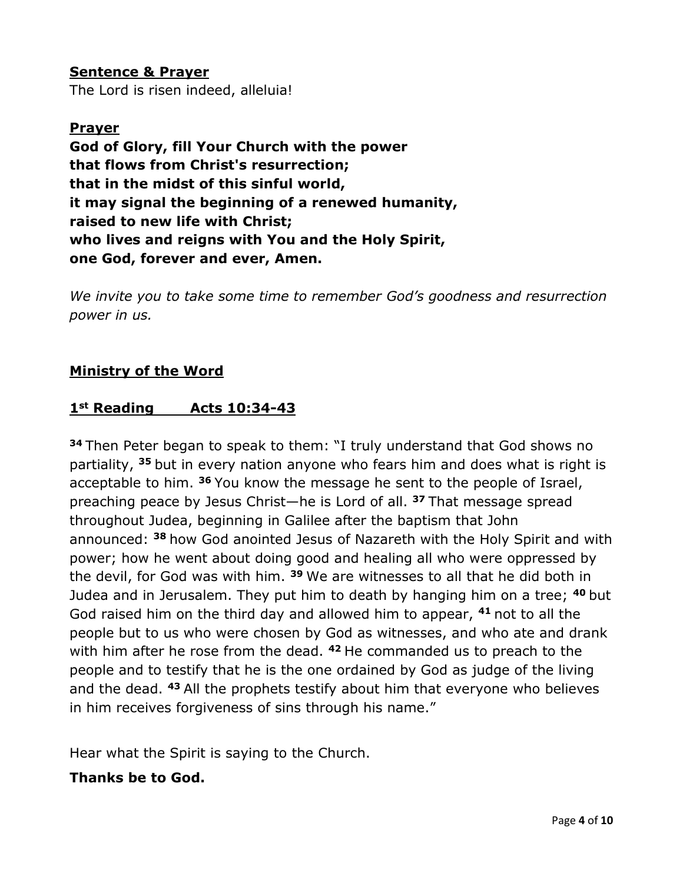**<u>Sentence & Prayer</u>**

The Lord is risen indeed, alleluia!

**<u>Prayer</u>**

**God of Glory, fill Your Church with the power**
**that flows from Christ's resurrection;**
**that in the midst of this sinful world,**
**it may signal the beginning of a renewed humanity,**
**raised to new life with Christ;**
**who lives and reigns with You and the Holy Spirit,**
**one God, forever and ever, Amen.**

*We invite you to take some time to remember God's goodness and resurrection power in us.*

**<u>Ministry of the Word</u>**

**<u>1st Reading Acts 10:34-43</u>**

**34** Then Peter began to speak to them: "I truly understand that God shows no partiality, **35** but in every nation anyone who fears him and does what is right is acceptable to him. **36** You know the message he sent to the people of Israel, preaching peace by Jesus Christ—he is Lord of all. **37** That message spread throughout Judea, beginning in Galilee after the baptism that John announced: **38** how God anointed Jesus of Nazareth with the Holy Spirit and with power; how he went about doing good and healing all who were oppressed by the devil, for God was with him. **39** We are witnesses to all that he did both in Judea and in Jerusalem. They put him to death by hanging him on a tree; **40** but God raised him on the third day and allowed him to appear, **41** not to all the people but to us who were chosen by God as witnesses, and who ate and drank with him after he rose from the dead. **42** He commanded us to preach to the people and to testify that he is the one ordained by God as judge of the living and the dead. **43** All the prophets testify about him that everyone who believes in him receives forgiveness of sins through his name."

Hear what the Spirit is saying to the Church.

**Thanks be to God.**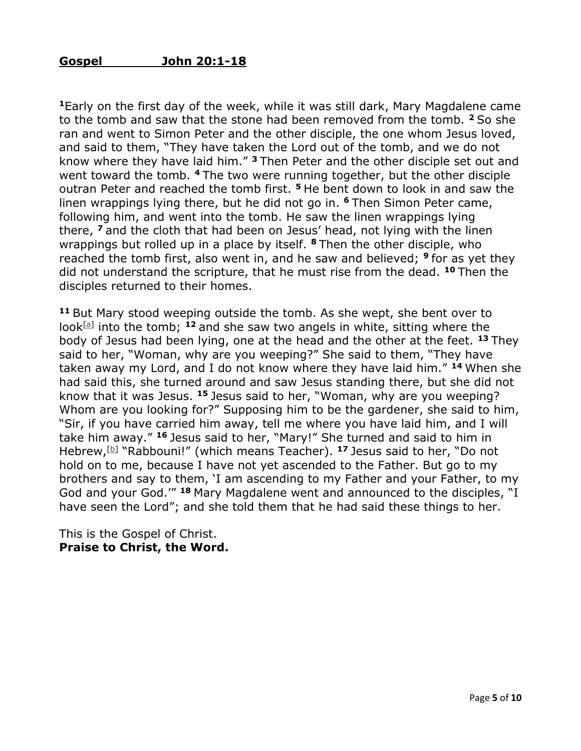**Gospel John 20:1-18**

**1**Early on the first day of the week, while it was still dark, Mary Magdalene came to the tomb and saw that the stone had been removed from the tomb. **2** So she ran and went to Simon Peter and the other disciple, the one whom Jesus loved, and said to them, "They have taken the Lord out of the tomb, and we do not know where they have laid him." **3** Then Peter and the other disciple set out and went toward the tomb. **4** The two were running together, but the other disciple outran Peter and reached the tomb first. **5** He bent down to look in and saw the linen wrappings lying there, but he did not go in. **6** Then Simon Peter came, following him, and went into the tomb. He saw the linen wrappings lying there, **7** and the cloth that had been on Jesus' head, not lying with the linen wrappings but rolled up in a place by itself. **8** Then the other disciple, who reached the tomb first, also went in, and he saw and believed; **9** for as yet they did not understand the scripture, that he must rise from the dead. **10** Then the disciples returned to their homes.

**11** But Mary stood weeping outside the tomb. As she wept, she bent over to look[a] into the tomb; **12** and she saw two angels in white, sitting where the body of Jesus had been lying, one at the head and the other at the feet. **13** They said to her, "Woman, why are you weeping?" She said to them, "They have taken away my Lord, and I do not know where they have laid him." **14** When she had said this, she turned around and saw Jesus standing there, but she did not know that it was Jesus. **15** Jesus said to her, "Woman, why are you weeping? Whom are you looking for?" Supposing him to be the gardener, she said to him, "Sir, if you have carried him away, tell me where you have laid him, and I will take him away." **16** Jesus said to her, "Mary!" She turned and said to him in Hebrew,[b] "Rabbouni!" (which means Teacher). **17** Jesus said to her, "Do not hold on to me, because I have not yet ascended to the Father. But go to my brothers and say to them, 'I am ascending to my Father and your Father, to my God and your God.'" **18** Mary Magdalene went and announced to the disciples, "I have seen the Lord"; and she told them that he had said these things to her.

This is the Gospel of Christ.
**Praise to Christ, the Word.**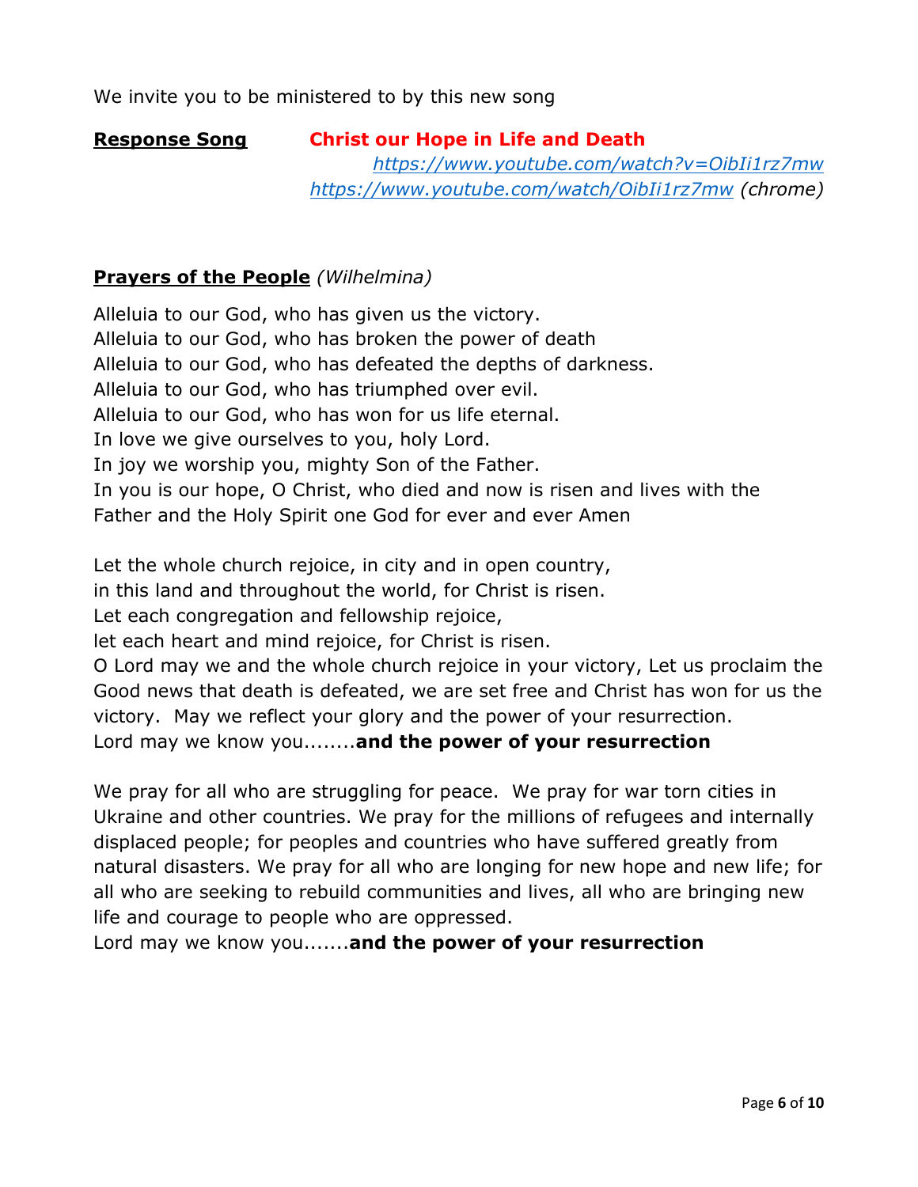We invite you to be ministered to by this new song

**Response Song** **Christ our Hope in Life and Death**
*https://www.youtube.com/watch?v=OibIi1rz7mw*
*https://www.youtube.com/watch/OibIi1rz7mw* *(chrome)*

**Prayers of the People** *(Wilhelmina)*

Alleluia to our God, who has given us the victory.
Alleluia to our God, who has broken the power of death
Alleluia to our God, who has defeated the depths of darkness.
Alleluia to our God, who has triumphed over evil.
Alleluia to our God, who has won for us life eternal.
In love we give ourselves to you, holy Lord.
In joy we worship you, mighty Son of the Father.
In you is our hope, O Christ, who died and now is risen and lives with the Father and the Holy Spirit one God for ever and ever Amen

Let the whole church rejoice, in city and in open country,
in this land and throughout the world, for Christ is risen.
Let each congregation and fellowship rejoice,
let each heart and mind rejoice, for Christ is risen.
O Lord may we and the whole church rejoice in your victory, Let us proclaim the Good news that death is defeated, we are set free and Christ has won for us the victory. May we reflect your glory and the power of your resurrection.
Lord may we know you........**and the power of your resurrection**

We pray for all who are struggling for peace. We pray for war torn cities in Ukraine and other countries. We pray for the millions of refugees and internally displaced people; for peoples and countries who have suffered greatly from natural disasters. We pray for all who are longing for new hope and new life; for all who are seeking to rebuild communities and lives, all who are bringing new life and courage to people who are oppressed.
Lord may we know you.......**and the power of your resurrection**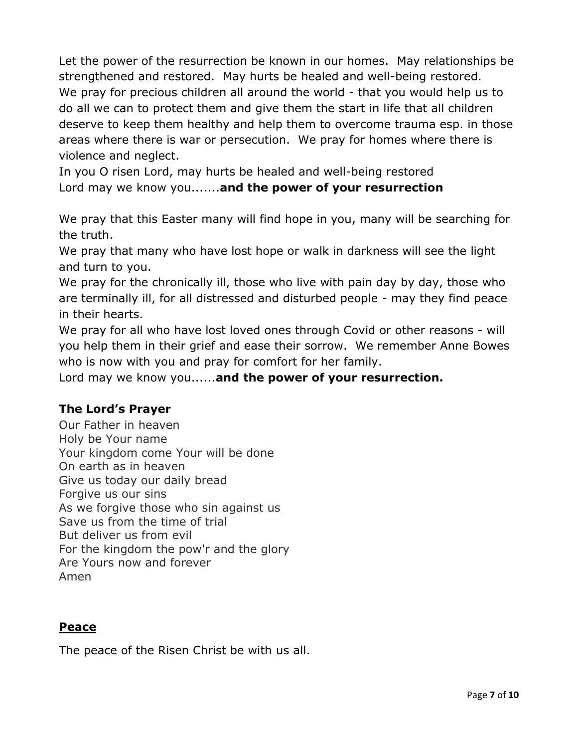Let the power of the resurrection be known in our homes. May relationships be strengthened and restored. May hurts be healed and well-being restored.
We pray for precious children all around the world - that you would help us to do all we can to protect them and give them the start in life that all children deserve to keep them healthy and help them to overcome trauma esp. in those areas where there is war or persecution. We pray for homes where there is violence and neglect.
In you O risen Lord, may hurts be healed and well-being restored
Lord may we know you.......**and the power of your resurrection**

We pray that this Easter many will find hope in you, many will be searching for the truth.
We pray that many who have lost hope or walk in darkness will see the light and turn to you.
We pray for the chronically ill, those who live with pain day by day, those who are terminally ill, for all distressed and disturbed people - may they find peace in their hearts.
We pray for all who have lost loved ones through Covid or other reasons - will you help them in their grief and ease their sorrow. We remember Anne Bowes who is now with you and pray for comfort for her family.
Lord may we know you......**and the power of your resurrection.**

**The Lord's Prayer**

Our Father in heaven
Holy be Your name
Your kingdom come Your will be done
On earth as in heaven
Give us today our daily bread
Forgive us our sins
As we forgive those who sin against us
Save us from the time of trial
But deliver us from evil
For the kingdom the pow'r and the glory
Are Yours now and forever
Amen

## Peace

The peace of the Risen Christ be with us all.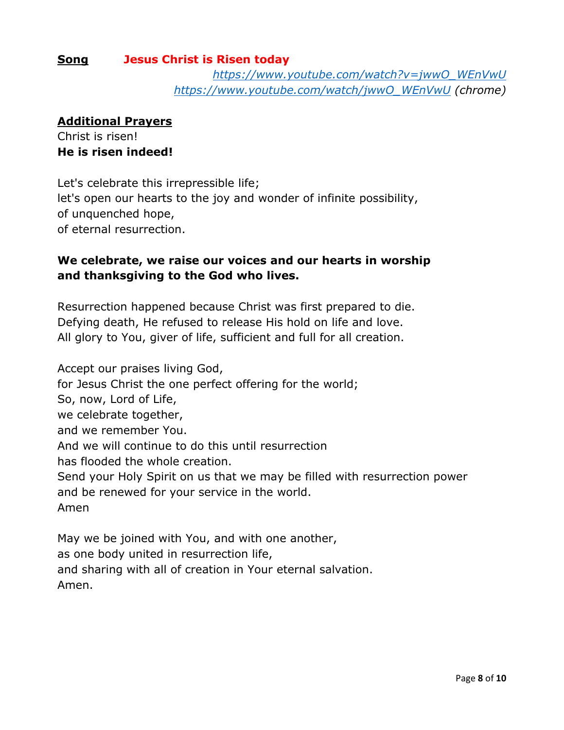**Song** **Jesus Christ is Risen today**

*https://www.youtube.com/watch?v=jwwO_WEnVwU*
*https://www.youtube.com/watch/jwwO_WEnVwU (chrome)*

**Additional Prayers**

Christ is risen!
**He is risen indeed!**

Let's celebrate this irrepressible life;
let's open our hearts to the joy and wonder of infinite possibility,
of unquenched hope,
of eternal resurrection.

**We celebrate, we raise our voices and our hearts in worship and thanksgiving to the God who lives.**

Resurrection happened because Christ was first prepared to die.
Defying death, He refused to release His hold on life and love.
All glory to You, giver of life, sufficient and full for all creation.

Accept our praises living God,
for Jesus Christ the one perfect offering for the world;
So, now, Lord of Life,
we celebrate together,
and we remember You.
And we will continue to do this until resurrection
has flooded the whole creation.
Send your Holy Spirit on us that we may be filled with resurrection power
and be renewed for your service in the world.
Amen

May we be joined with You, and with one another,
as one body united in resurrection life,
and sharing with all of creation in Your eternal salvation.
Amen.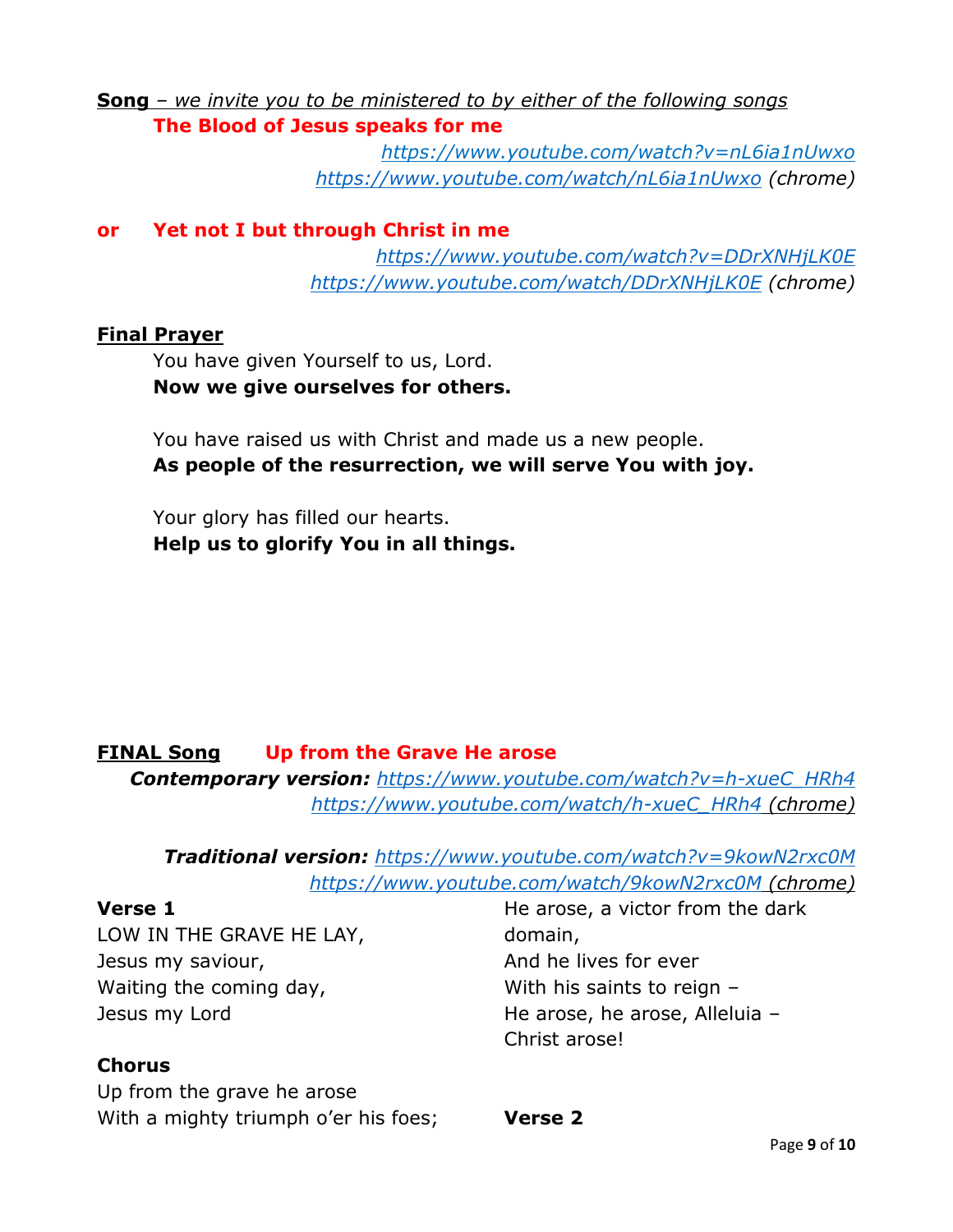**Song** – *we invite you to be ministered to by either of the following songs*

**The Blood of Jesus speaks for me**

*https://www.youtube.com/watch?v=nL6ia1nUwxo*
*https://www.youtube.com/watch/nL6ia1nUwxo (chrome)*

**or Yet not I but through Christ in me**

*https://www.youtube.com/watch?v=DDrXNHjLK0E*
*https://www.youtube.com/watch/DDrXNHjLK0E (chrome)*

**Final Prayer**

You have given Yourself to us, Lord.
**Now we give ourselves for others.**

You have raised us with Christ and made us a new people.
**As people of the resurrection, we will serve You with joy.**

Your glory has filled our hearts.
**Help us to glorify You in all things.**

**FINAL Song** **Up from the Grave He arose**

***Contemporary version:*** *https://www.youtube.com/watch?v=h-xueC_HRh4*
*https://www.youtube.com/watch/h-xueC_HRh4 (chrome)*

***Traditional version:*** *https://www.youtube.com/watch?v=9kowN2rxc0M*
*https://www.youtube.com/watch/9kowN2rxc0M (chrome)*

**Verse 1**
LOW IN THE GRAVE HE LAY,
Jesus my saviour,
Waiting the coming day,
Jesus my Lord

**Chorus**
Up from the grave he arose
With a mighty triumph o'er his foes;
He arose, a victor from the dark domain,
And he lives for ever
With his saints to reign –
He arose, he arose, Alleluia –
Christ arose!

**Verse 2**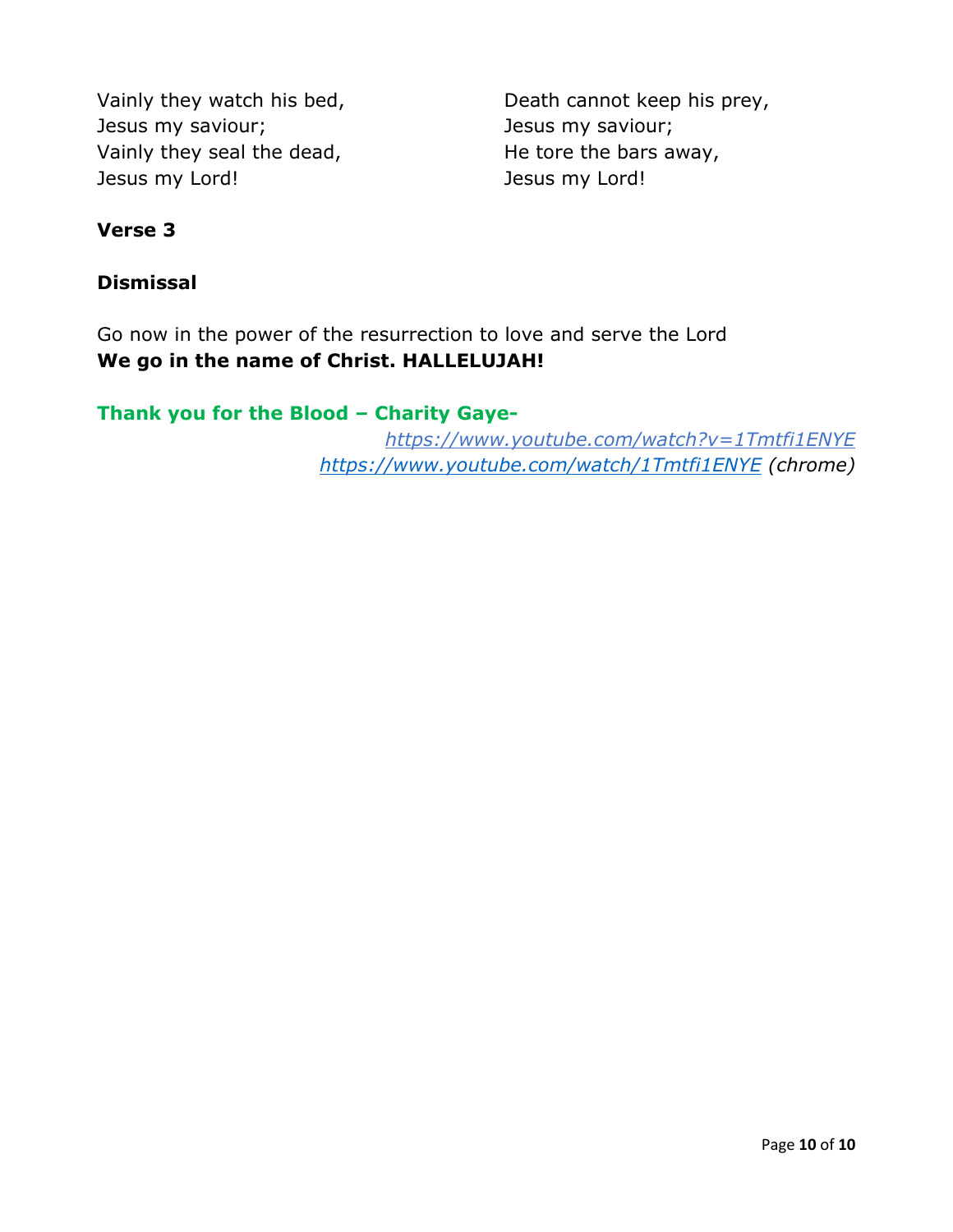Vainly they watch his bed,
Jesus my saviour;
Vainly they seal the dead,
Jesus my Lord!

Death cannot keep his prey,
Jesus my saviour;
He tore the bars away,
Jesus my Lord!

**Verse 3**

**Dismissal**

Go now in the power of the resurrection to love and serve the Lord
**We go in the name of Christ. HALLELUJAH!**

**Thank you for the Blood – Charity Gaye-**

*https://www.youtube.com/watch?v=1Tmtfi1ENYE*
*https://www.youtube.com/watch/1Tmtfi1ENYE (chrome)*